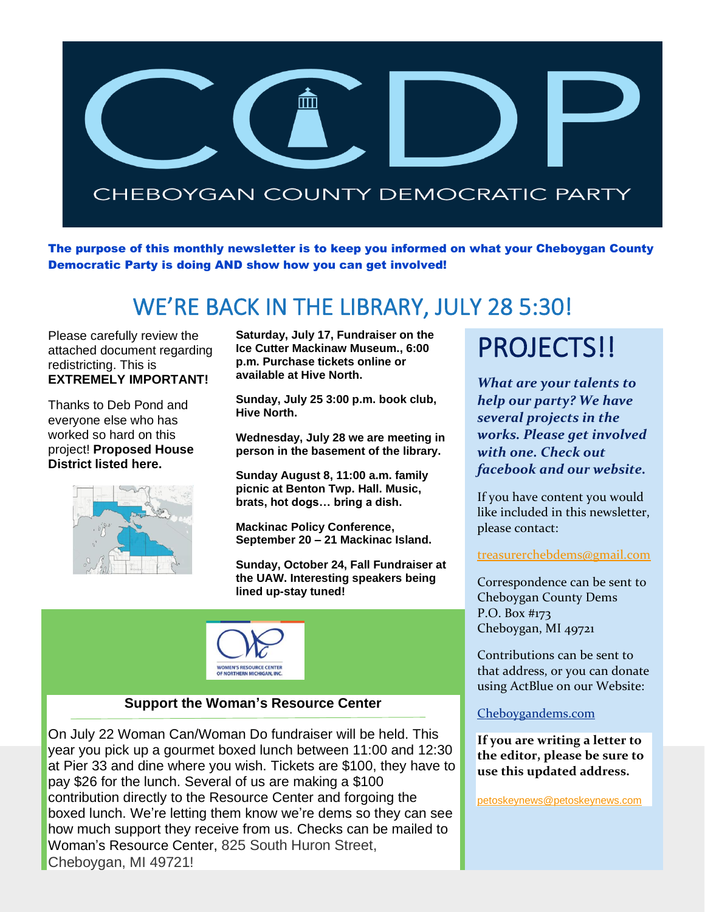# CHEBOYGAN COUNTY DEMOCRATIC PARTY

**The purpose of this monthly newsletter is to keep you informed on what your Cheboygan County Democratic Party is doing AND show how you can get involved!**

## WE'RE BACK IN THE LIBRARY, JULY 28 5:30!

Please carefully review the attached document regarding redistricting. This is **EXTREMELY IMPORTANT!**

Thanks to Deb Pond and everyone else who has worked so hard on this project! **Proposed House District listed here.**

**Saturday, July 17, Fundraiser on the Ice Cutter Mackinaw Museum., 6:00 p.m. Purchase tickets online or available at Hive North.**

**Sunday, July 25 3:00 p.m. book club, Hive North.**

**Wednesday, July 28 we are meeting in person in the basement of the library.**

**Sunday August 8, 11:00 a.m. family picnic at Benton Twp. Hall. Music, brats, hot dogs… bring a dish.**

**Mackinac Policy Conference, September 20 – 21 Mackinac Island.**

**Sunday, October 24, Fall Fundraiser at the UAW. Interesting speakers being lined up-stay tuned!**

### Support the Woman's Resource Center

On July 22 Woman Can/Woman Do fundraiser will be held. This year you pick up a gourmet boxed lunch between 11:00 and 12:30 at Pier 33 and dine where you wish. Tickets are $100, they have to pay $26 for the lunch. Several of us are making a $100 contribution directly to the Resource Center and forgoing the boxed lunch. We're letting them know we're dems so they can see how much support they receive from us. Checks can be mailed to Woman's Resource Center, 825 South Huron Street, Cheboygan, MI 49721!

## PROJECTS!!

***What are your talents to help our party? We have several projects in the works. Please get involved with one. Check out facebook and our website.***

If you have content you would like included in this newsletter, please contact:

treasurerchebdems@gmail.com

Correspondence can be sent to
Cheboygan County Dems
P.O. Box #173
Cheboygan, MI 49721

Contributions can be sent to that address, or you can donate using ActBlue on our Website:

Cheboygandems.com

**If you are writing a letter to the editor, please be sure to use this updated address.**

petoskeynews@petoskeynews.com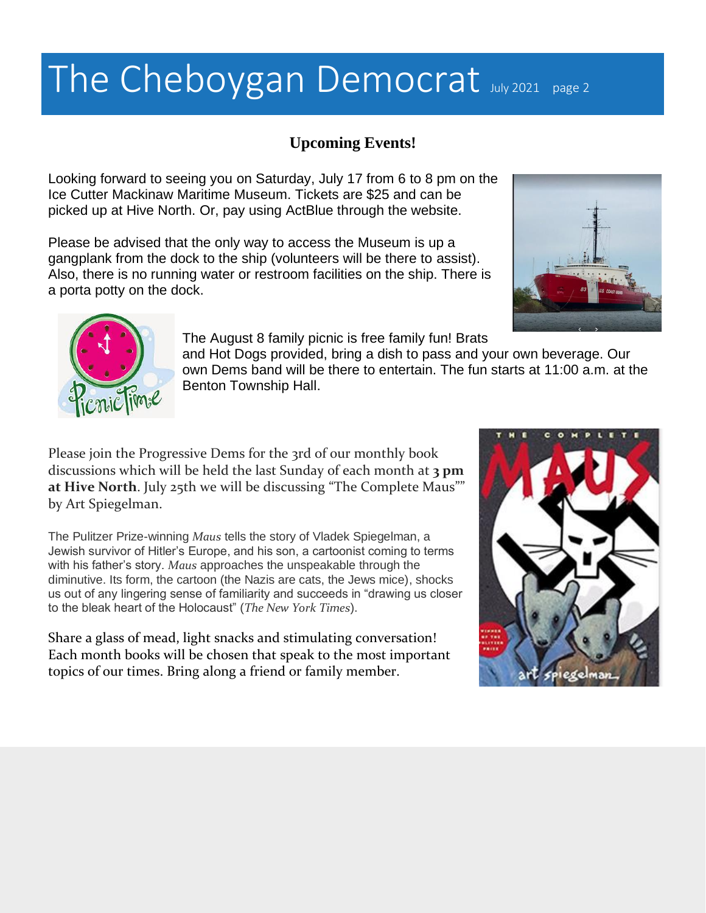## Upcoming Events!

Looking forward to seeing you on Saturday, July 17 from 6 to 8 pm on the Ice Cutter Mackinaw Maritime Museum. Tickets are $25 and can be picked up at Hive North. Or, pay using ActBlue through the website.

Please be advised that the only way to access the Museum is up a gangplank from the dock to the ship (volunteers will be there to assist). Also, there is no running water or restroom facilities on the ship. There is a porta potty on the dock.

The August 8 family picnic is free family fun! Brats and Hot Dogs provided, bring a dish to pass and your own beverage. Our own Dems band will be there to entertain. The fun starts at 11:00 a.m. at the Benton Township Hall.

Please join the Progressive Dems for the 3rd of our monthly book discussions which will be held the last Sunday of each month at **3 pm at Hive North**. July 25th we will be discussing "The Complete Maus"" by Art Spiegelman.

The Pulitzer Prize-winning *Maus* tells the story of Vladek Spiegelman, a Jewish survivor of Hitler's Europe, and his son, a cartoonist coming to terms with his father's story. *Maus* approaches the unspeakable through the diminutive. Its form, the cartoon (the Nazis are cats, the Jews mice), shocks us out of any lingering sense of familiarity and succeeds in "drawing us closer to the bleak heart of the Holocaust" (*The New York Times*).

Share a glass of mead, light snacks and stimulating conversation! Each month books will be chosen that speak to the most important topics of our times. Bring along a friend or family member.